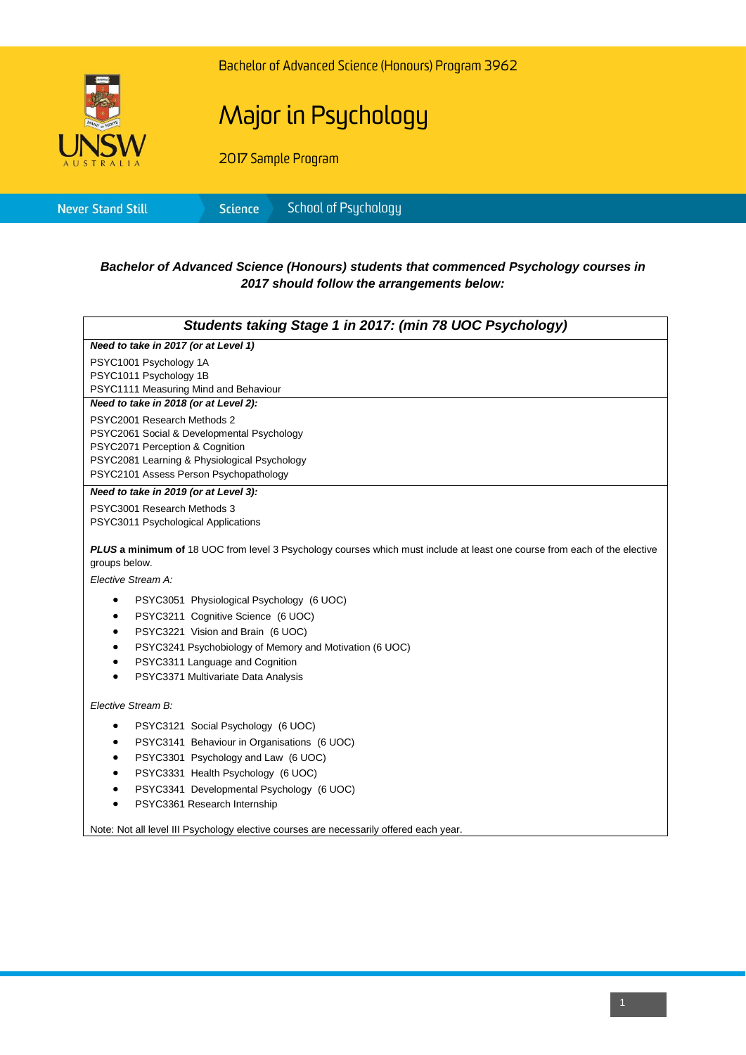Bachelor of Advanced Science (Honours) Program 3962

# Major in Psychology

2017 Sample Program

Never Stand Still | Science | School of Psychology

***Bachelor of Advanced Science (Honours) students that commenced Psychology courses in 2017 should follow the arrangements below:***

## *Students taking Stage 1 in 2017: (min 78 UOC Psychology)*

***Need to take in 2017 (or at Level 1)***

PSYC1001 Psychology 1A
PSYC1011 Psychology 1B
PSYC1111 Measuring Mind and Behaviour

***Need to take in 2018 (or at Level 2):***

PSYC2001 Research Methods 2
PSYC2061 Social & Developmental Psychology
PSYC2071 Perception & Cognition
PSYC2081 Learning & Physiological Psychology
PSYC2101 Assess Person Psychopathology

***Need to take in 2019 (or at Level 3):***

PSYC3001 Research Methods 3
PSYC3011 Psychological Applications

***PLUS* a minimum of** 18 UOC from level 3 Psychology courses which must include at least one course from each of the elective groups below.

*Elective Stream A:*

- PSYC3051 Physiological Psychology (6 UOC)
- PSYC3211 Cognitive Science (6 UOC)
- PSYC3221 Vision and Brain (6 UOC)
- PSYC3241 Psychobiology of Memory and Motivation (6 UOC)
- PSYC3311 Language and Cognition
- PSYC3371 Multivariate Data Analysis

*Elective Stream B:*

- PSYC3121 Social Psychology (6 UOC)
- PSYC3141 Behaviour in Organisations (6 UOC)
- PSYC3301 Psychology and Law (6 UOC)
- PSYC3331 Health Psychology (6 UOC)
- PSYC3341 Developmental Psychology (6 UOC)
- PSYC3361 Research Internship

Note: Not all level III Psychology elective courses are necessarily offered each year.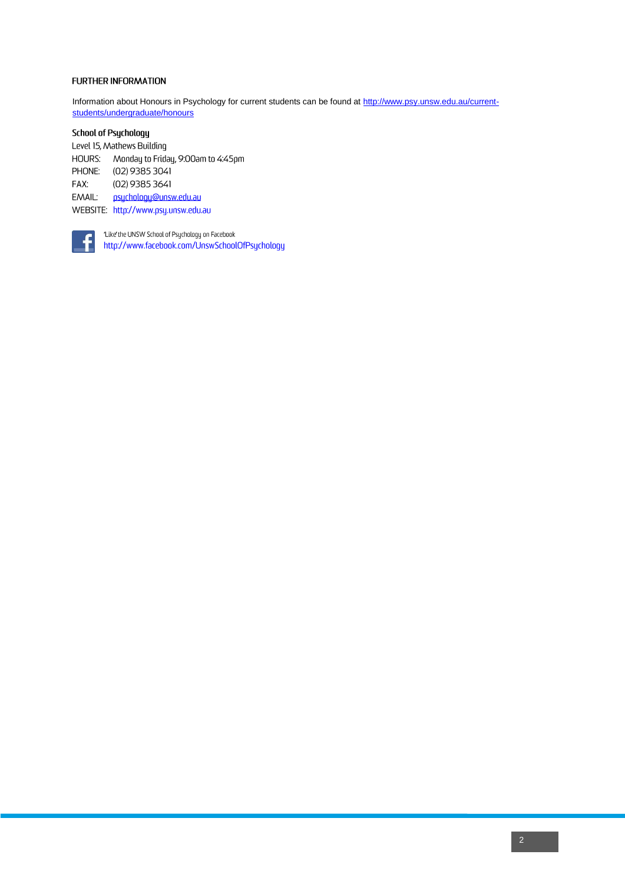## FURTHER INFORMATION

Information about Honours in Psychology for current students can be found at http://www.psy.unsw.edu.au/current-students/undergraduate/honours

**School of Psychology**

Level 15, Mathews Building

HOURS: Monday to Friday, 9:00am to 4:45pm

PHONE: (02) 9385 3041

FAX: (02) 9385 3641

EMAIL: psychology@unsw.edu.au

WEBSITE: http://www.psy.unsw.edu.au

'Like' the UNSW School of Psychology on Facebook

http://www.facebook.com/UnswSchoolOfPsychology